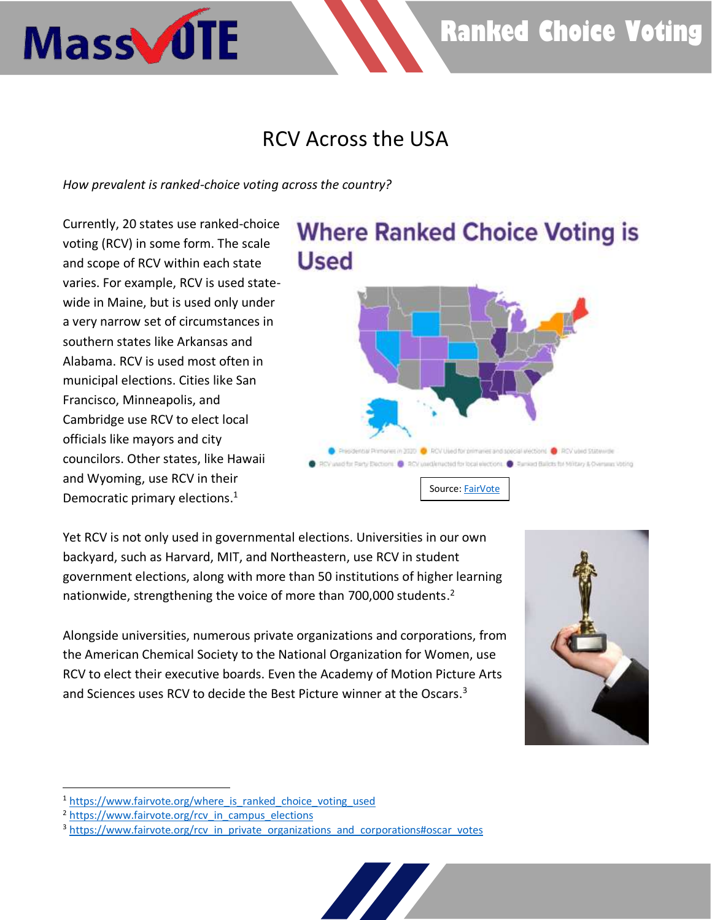# RCV Across the USA

*How prevalent is ranked-choice voting across the country?*

Currently, 20 states use ranked-choice voting (RCV) in some form. The scale and scope of RCV within each state varies. For example, RCV is used state-wide in Maine, but is used only under a very narrow set of circumstances in southern states like Arkansas and Alabama. RCV is used most often in municipal elections. Cities like San Francisco, Minneapolis, and Cambridge use RCV to elect local officials like mayors and city councilors. Other states, like Hawaii and Wyoming, use RCV in their Democratic primary elections.[1]

Source: FairVote

Yet RCV is not only used in governmental elections. Universities in our own backyard, such as Harvard, MIT, and Northeastern, use RCV in student government elections, along with more than 50 institutions of higher learning nationwide, strengthening the voice of more than 700,000 students.[2]

Alongside universities, numerous private organizations and corporations, from the American Chemical Society to the National Organization for Women, use RCV to elect their executive boards. Even the Academy of Motion Picture Arts and Sciences uses RCV to decide the Best Picture winner at the Oscars.[3]

---

[1] https://www.fairvote.org/where_is_ranked_choice_voting_used

[2] https://www.fairvote.org/rcv_in_campus_elections

[3] https://www.fairvote.org/rcv_in_private_organizations_and_corporations#oscar_votes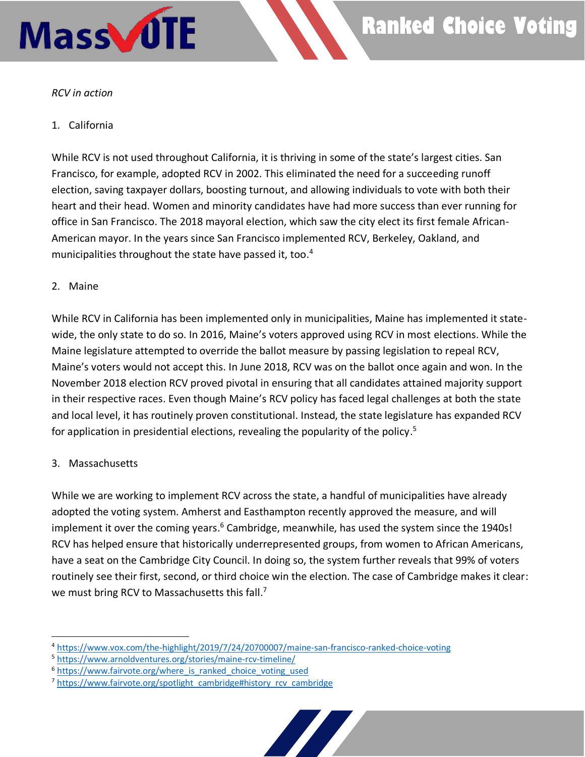*RCV in action*

1. California

While RCV is not used throughout California, it is thriving in some of the state's largest cities. San Francisco, for example, adopted RCV in 2002. This eliminated the need for a succeeding runoff election, saving taxpayer dollars, boosting turnout, and allowing individuals to vote with both their heart and their head. Women and minority candidates have had more success than ever running for office in San Francisco. The 2018 mayoral election, which saw the city elect its first female African-American mayor. In the years since San Francisco implemented RCV, Berkeley, Oakland, and municipalities throughout the state have passed it, too.[4]

2. Maine

While RCV in California has been implemented only in municipalities, Maine has implemented it state-wide, the only state to do so. In 2016, Maine's voters approved using RCV in most elections. While the Maine legislature attempted to override the ballot measure by passing legislation to repeal RCV, Maine's voters would not accept this. In June 2018, RCV was on the ballot once again and won. In the November 2018 election RCV proved pivotal in ensuring that all candidates attained majority support in their respective races. Even though Maine's RCV policy has faced legal challenges at both the state and local level, it has routinely proven constitutional. Instead, the state legislature has expanded RCV for application in presidential elections, revealing the popularity of the policy.[5]

3. Massachusetts

While we are working to implement RCV across the state, a handful of municipalities have already adopted the voting system. Amherst and Easthampton recently approved the measure, and will implement it over the coming years.[6] Cambridge, meanwhile, has used the system since the 1940s! RCV has helped ensure that historically underrepresented groups, from women to African Americans, have a seat on the Cambridge City Council. In doing so, the system further reveals that 99% of voters routinely see their first, second, or third choice win the election. The case of Cambridge makes it clear: we must bring RCV to Massachusetts this fall.[7]

---

[4] https://www.vox.com/the-highlight/2019/7/24/20700007/maine-san-francisco-ranked-choice-voting

[5] https://www.arnoldventures.org/stories/maine-rcv-timeline/

[6] https://www.fairvote.org/where_is_ranked_choice_voting_used

[7] https://www.fairvote.org/spotlight_cambridge#history_rcv_cambridge